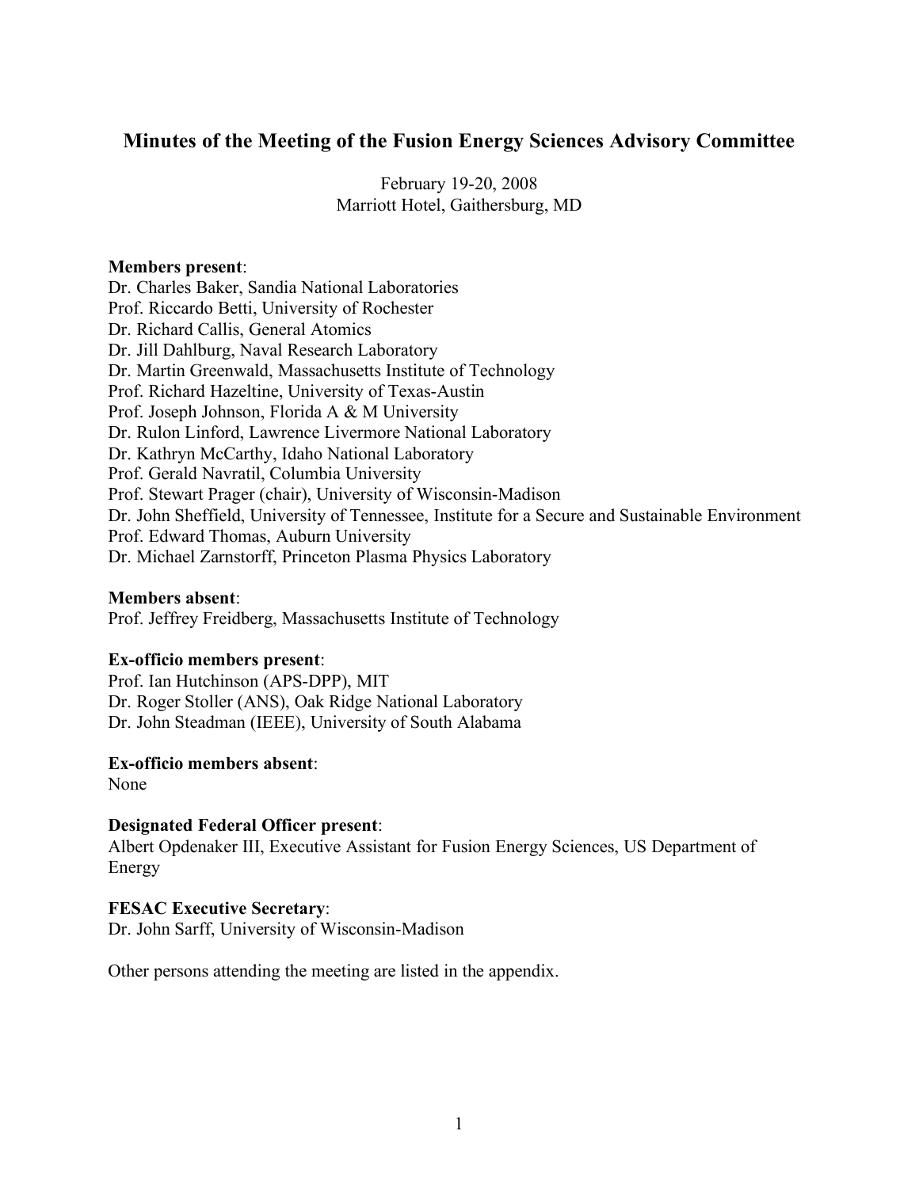# Minutes of the Meeting of the Fusion Energy Sciences Advisory Committee

February 19-20, 2008
Marriott Hotel, Gaithersburg, MD

**Members present**:
Dr. Charles Baker, Sandia National Laboratories
Prof. Riccardo Betti, University of Rochester
Dr. Richard Callis, General Atomics
Dr. Jill Dahlburg, Naval Research Laboratory
Dr. Martin Greenwald, Massachusetts Institute of Technology
Prof. Richard Hazeltine, University of Texas-Austin
Prof. Joseph Johnson, Florida A & M University
Dr. Rulon Linford, Lawrence Livermore National Laboratory
Dr. Kathryn McCarthy, Idaho National Laboratory
Prof. Gerald Navratil, Columbia University
Prof. Stewart Prager (chair), University of Wisconsin-Madison
Dr. John Sheffield, University of Tennessee, Institute for a Secure and Sustainable Environment
Prof. Edward Thomas, Auburn University
Dr. Michael Zarnstorff, Princeton Plasma Physics Laboratory

**Members absent**:
Prof. Jeffrey Freidberg, Massachusetts Institute of Technology

**Ex-officio members present**:
Prof. Ian Hutchinson (APS-DPP), MIT
Dr. Roger Stoller (ANS), Oak Ridge National Laboratory
Dr. John Steadman (IEEE), University of South Alabama

**Ex-officio members absent**:
None

**Designated Federal Officer present**:
Albert Opdenaker III, Executive Assistant for Fusion Energy Sciences, US Department of Energy

**FESAC Executive Secretary**:
Dr. John Sarff, University of Wisconsin-Madison

Other persons attending the meeting are listed in the appendix.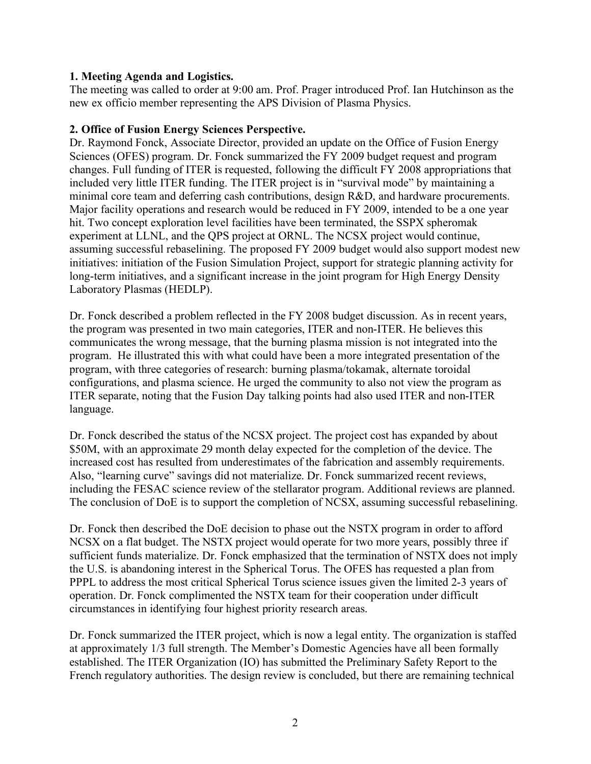**1. Meeting Agenda and Logistics.**
The meeting was called to order at 9:00 am. Prof. Prager introduced Prof. Ian Hutchinson as the new ex officio member representing the APS Division of Plasma Physics.

**2. Office of Fusion Energy Sciences Perspective.**
Dr. Raymond Fonck, Associate Director, provided an update on the Office of Fusion Energy Sciences (OFES) program. Dr. Fonck summarized the FY 2009 budget request and program changes. Full funding of ITER is requested, following the difficult FY 2008 appropriations that included very little ITER funding. The ITER project is in "survival mode" by maintaining a minimal core team and deferring cash contributions, design R&D, and hardware procurements. Major facility operations and research would be reduced in FY 2009, intended to be a one year hit. Two concept exploration level facilities have been terminated, the SSPX spheromak experiment at LLNL, and the QPS project at ORNL. The NCSX project would continue, assuming successful rebaselining. The proposed FY 2009 budget would also support modest new initiatives: initiation of the Fusion Simulation Project, support for strategic planning activity for long-term initiatives, and a significant increase in the joint program for High Energy Density Laboratory Plasmas (HEDLP).

Dr. Fonck described a problem reflected in the FY 2008 budget discussion. As in recent years, the program was presented in two main categories, ITER and non-ITER. He believes this communicates the wrong message, that the burning plasma mission is not integrated into the program. He illustrated this with what could have been a more integrated presentation of the program, with three categories of research: burning plasma/tokamak, alternate toroidal configurations, and plasma science. He urged the community to also not view the program as ITER separate, noting that the Fusion Day talking points had also used ITER and non-ITER language.

Dr. Fonck described the status of the NCSX project. The project cost has expanded by about \$50M, with an approximate 29 month delay expected for the completion of the device. The increased cost has resulted from underestimates of the fabrication and assembly requirements. Also, "learning curve" savings did not materialize. Dr. Fonck summarized recent reviews, including the FESAC science review of the stellarator program. Additional reviews are planned. The conclusion of DoE is to support the completion of NCSX, assuming successful rebaselining.

Dr. Fonck then described the DoE decision to phase out the NSTX program in order to afford NCSX on a flat budget. The NSTX project would operate for two more years, possibly three if sufficient funds materialize. Dr. Fonck emphasized that the termination of NSTX does not imply the U.S. is abandoning interest in the Spherical Torus. The OFES has requested a plan from PPPL to address the most critical Spherical Torus science issues given the limited 2-3 years of operation. Dr. Fonck complimented the NSTX team for their cooperation under difficult circumstances in identifying four highest priority research areas.

Dr. Fonck summarized the ITER project, which is now a legal entity. The organization is staffed at approximately 1/3 full strength. The Member's Domestic Agencies have all been formally established. The ITER Organization (IO) has submitted the Preliminary Safety Report to the French regulatory authorities. The design review is concluded, but there are remaining technical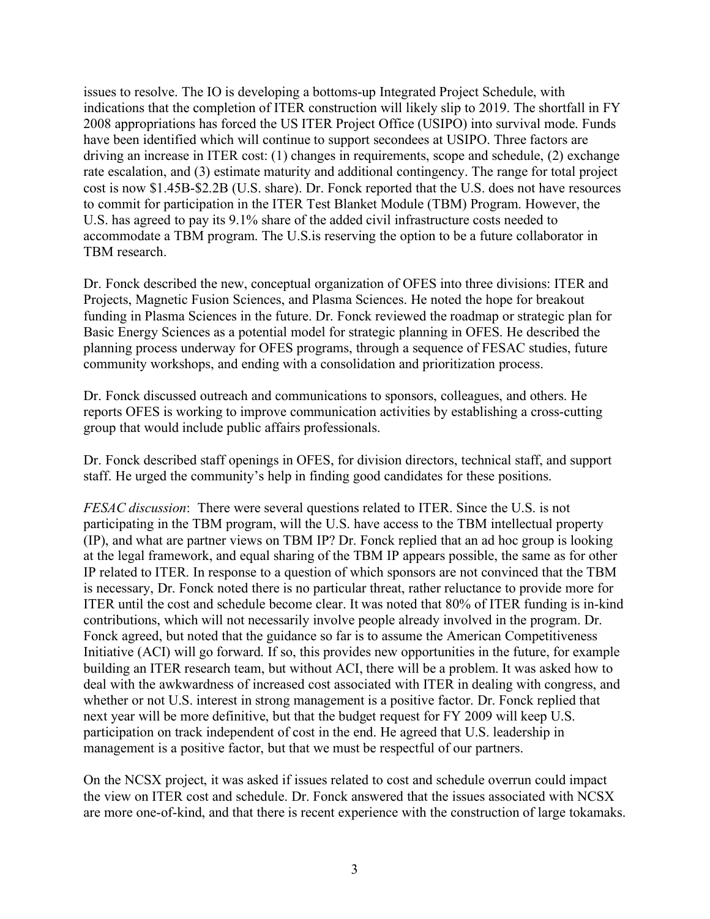issues to resolve. The IO is developing a bottoms-up Integrated Project Schedule, with indications that the completion of ITER construction will likely slip to 2019. The shortfall in FY 2008 appropriations has forced the US ITER Project Office (USIPO) into survival mode. Funds have been identified which will continue to support secondees at USIPO. Three factors are driving an increase in ITER cost: (1) changes in requirements, scope and schedule, (2) exchange rate escalation, and (3) estimate maturity and additional contingency. The range for total project cost is now \$1.45B-\$2.2B (U.S. share). Dr. Fonck reported that the U.S. does not have resources to commit for participation in the ITER Test Blanket Module (TBM) Program. However, the U.S. has agreed to pay its 9.1% share of the added civil infrastructure costs needed to accommodate a TBM program. The U.S.is reserving the option to be a future collaborator in TBM research.

Dr. Fonck described the new, conceptual organization of OFES into three divisions: ITER and Projects, Magnetic Fusion Sciences, and Plasma Sciences. He noted the hope for breakout funding in Plasma Sciences in the future. Dr. Fonck reviewed the roadmap or strategic plan for Basic Energy Sciences as a potential model for strategic planning in OFES. He described the planning process underway for OFES programs, through a sequence of FESAC studies, future community workshops, and ending with a consolidation and prioritization process.

Dr. Fonck discussed outreach and communications to sponsors, colleagues, and others. He reports OFES is working to improve communication activities by establishing a cross-cutting group that would include public affairs professionals.

Dr. Fonck described staff openings in OFES, for division directors, technical staff, and support staff. He urged the community's help in finding good candidates for these positions.

*FESAC discussion*: There were several questions related to ITER. Since the U.S. is not participating in the TBM program, will the U.S. have access to the TBM intellectual property (IP), and what are partner views on TBM IP? Dr. Fonck replied that an ad hoc group is looking at the legal framework, and equal sharing of the TBM IP appears possible, the same as for other IP related to ITER. In response to a question of which sponsors are not convinced that the TBM is necessary, Dr. Fonck noted there is no particular threat, rather reluctance to provide more for ITER until the cost and schedule become clear. It was noted that 80% of ITER funding is in-kind contributions, which will not necessarily involve people already involved in the program. Dr. Fonck agreed, but noted that the guidance so far is to assume the American Competitiveness Initiative (ACI) will go forward. If so, this provides new opportunities in the future, for example building an ITER research team, but without ACI, there will be a problem. It was asked how to deal with the awkwardness of increased cost associated with ITER in dealing with congress, and whether or not U.S. interest in strong management is a positive factor. Dr. Fonck replied that next year will be more definitive, but that the budget request for FY 2009 will keep U.S. participation on track independent of cost in the end. He agreed that U.S. leadership in management is a positive factor, but that we must be respectful of our partners.

On the NCSX project, it was asked if issues related to cost and schedule overrun could impact the view on ITER cost and schedule. Dr. Fonck answered that the issues associated with NCSX are more one-of-kind, and that there is recent experience with the construction of large tokamaks.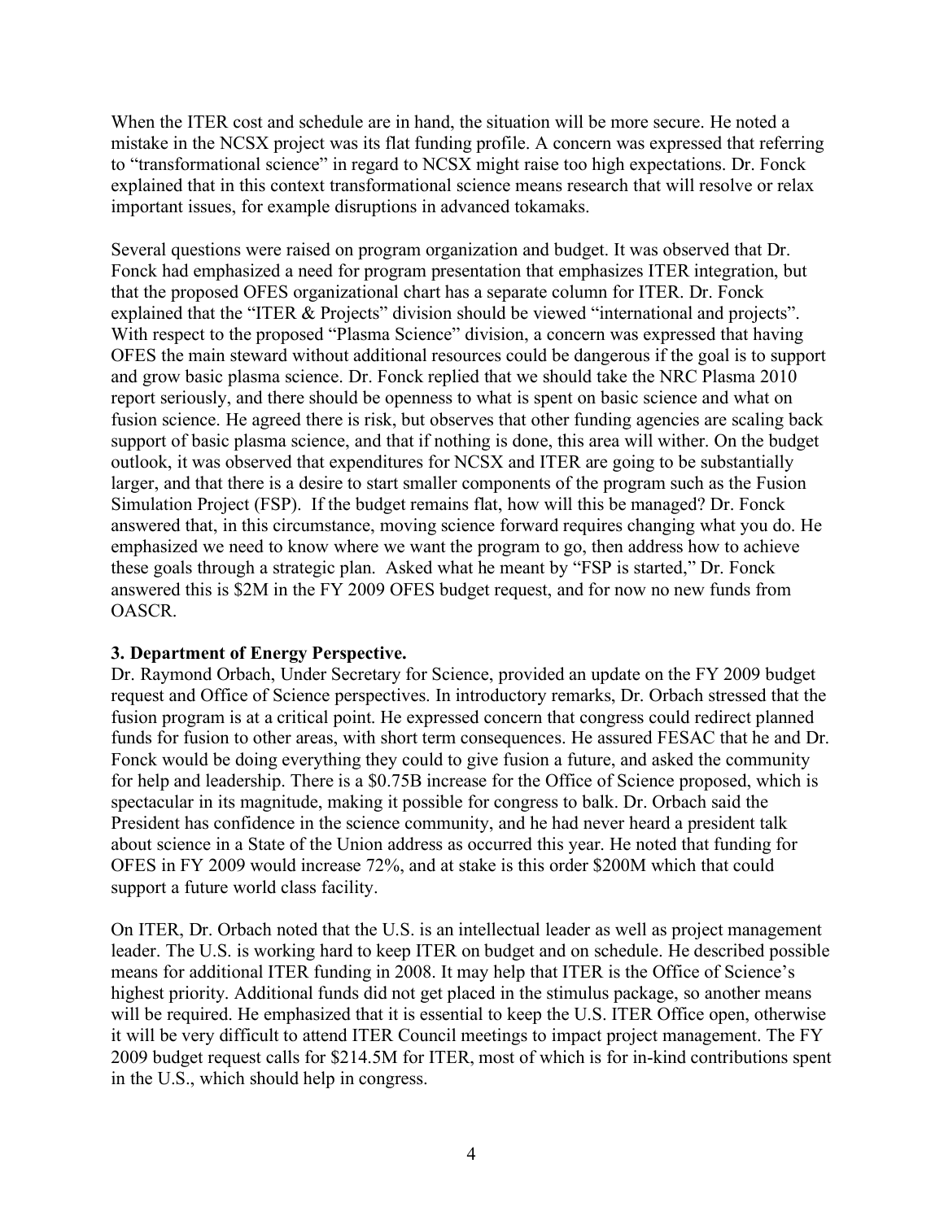When the ITER cost and schedule are in hand, the situation will be more secure. He noted a mistake in the NCSX project was its flat funding profile. A concern was expressed that referring to "transformational science" in regard to NCSX might raise too high expectations. Dr. Fonck explained that in this context transformational science means research that will resolve or relax important issues, for example disruptions in advanced tokamaks.

Several questions were raised on program organization and budget. It was observed that Dr. Fonck had emphasized a need for program presentation that emphasizes ITER integration, but that the proposed OFES organizational chart has a separate column for ITER. Dr. Fonck explained that the "ITER & Projects" division should be viewed "international and projects". With respect to the proposed "Plasma Science" division, a concern was expressed that having OFES the main steward without additional resources could be dangerous if the goal is to support and grow basic plasma science. Dr. Fonck replied that we should take the NRC Plasma 2010 report seriously, and there should be openness to what is spent on basic science and what on fusion science. He agreed there is risk, but observes that other funding agencies are scaling back support of basic plasma science, and that if nothing is done, this area will wither. On the budget outlook, it was observed that expenditures for NCSX and ITER are going to be substantially larger, and that there is a desire to start smaller components of the program such as the Fusion Simulation Project (FSP). If the budget remains flat, how will this be managed? Dr. Fonck answered that, in this circumstance, moving science forward requires changing what you do. He emphasized we need to know where we want the program to go, then address how to achieve these goals through a strategic plan. Asked what he meant by "FSP is started," Dr. Fonck answered this is $2M in the FY 2009 OFES budget request, and for now no new funds from OASCR.

**3. Department of Energy Perspective.**

Dr. Raymond Orbach, Under Secretary for Science, provided an update on the FY 2009 budget request and Office of Science perspectives. In introductory remarks, Dr. Orbach stressed that the fusion program is at a critical point. He expressed concern that congress could redirect planned funds for fusion to other areas, with short term consequences. He assured FESAC that he and Dr. Fonck would be doing everything they could to give fusion a future, and asked the community for help and leadership. There is a $0.75B increase for the Office of Science proposed, which is spectacular in its magnitude, making it possible for congress to balk. Dr. Orbach said the President has confidence in the science community, and he had never heard a president talk about science in a State of the Union address as occurred this year. He noted that funding for OFES in FY 2009 would increase 72%, and at stake is this order $200M which that could support a future world class facility.

On ITER, Dr. Orbach noted that the U.S. is an intellectual leader as well as project management leader. The U.S. is working hard to keep ITER on budget and on schedule. He described possible means for additional ITER funding in 2008. It may help that ITER is the Office of Science's highest priority. Additional funds did not get placed in the stimulus package, so another means will be required. He emphasized that it is essential to keep the U.S. ITER Office open, otherwise it will be very difficult to attend ITER Council meetings to impact project management. The FY 2009 budget request calls for $214.5M for ITER, most of which is for in-kind contributions spent in the U.S., which should help in congress.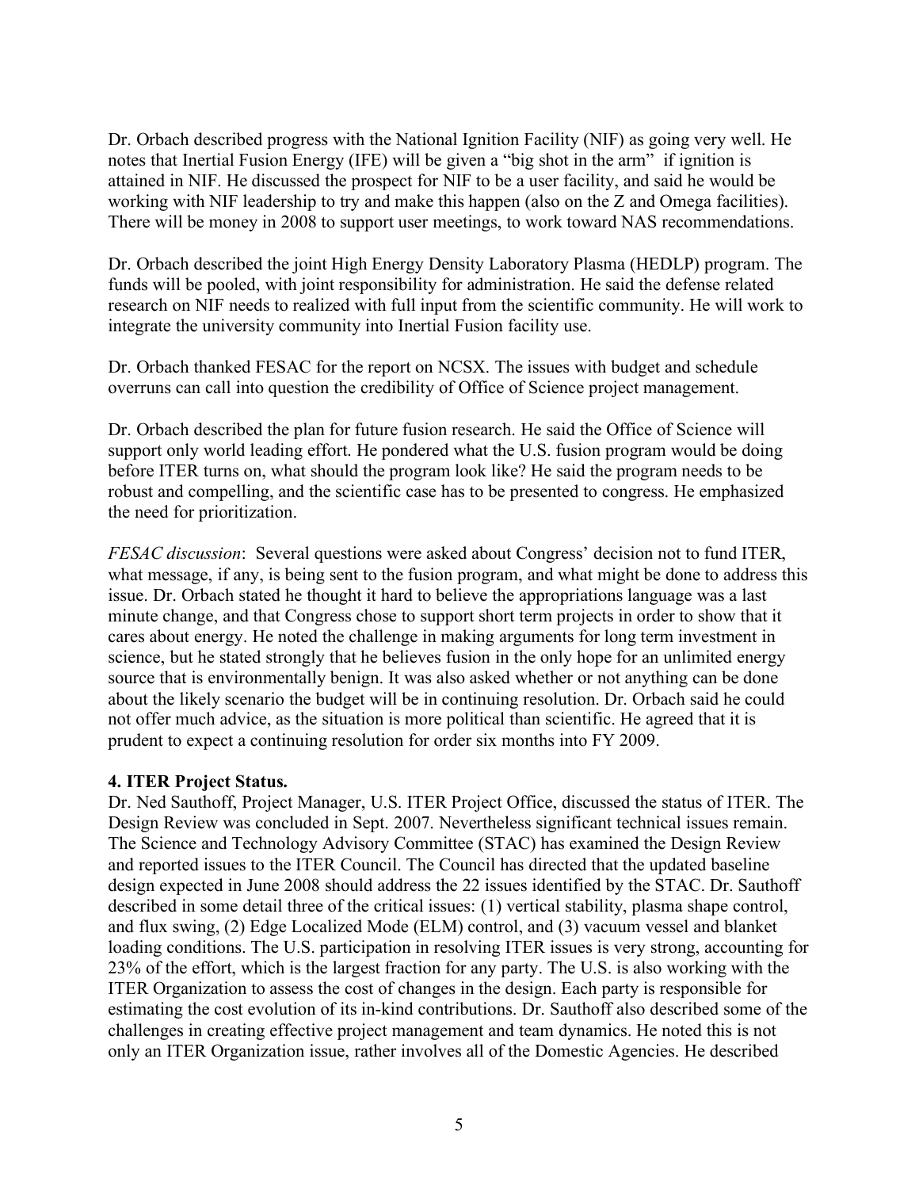Dr. Orbach described progress with the National Ignition Facility (NIF) as going very well. He notes that Inertial Fusion Energy (IFE) will be given a "big shot in the arm" if ignition is attained in NIF. He discussed the prospect for NIF to be a user facility, and said he would be working with NIF leadership to try and make this happen (also on the Z and Omega facilities). There will be money in 2008 to support user meetings, to work toward NAS recommendations.

Dr. Orbach described the joint High Energy Density Laboratory Plasma (HEDLP) program. The funds will be pooled, with joint responsibility for administration. He said the defense related research on NIF needs to realized with full input from the scientific community. He will work to integrate the university community into Inertial Fusion facility use.

Dr. Orbach thanked FESAC for the report on NCSX. The issues with budget and schedule overruns can call into question the credibility of Office of Science project management.

Dr. Orbach described the plan for future fusion research. He said the Office of Science will support only world leading effort. He pondered what the U.S. fusion program would be doing before ITER turns on, what should the program look like? He said the program needs to be robust and compelling, and the scientific case has to be presented to congress. He emphasized the need for prioritization.

*FESAC discussion*: Several questions were asked about Congress' decision not to fund ITER, what message, if any, is being sent to the fusion program, and what might be done to address this issue. Dr. Orbach stated he thought it hard to believe the appropriations language was a last minute change, and that Congress chose to support short term projects in order to show that it cares about energy. He noted the challenge in making arguments for long term investment in science, but he stated strongly that he believes fusion in the only hope for an unlimited energy source that is environmentally benign. It was also asked whether or not anything can be done about the likely scenario the budget will be in continuing resolution. Dr. Orbach said he could not offer much advice, as the situation is more political than scientific. He agreed that it is prudent to expect a continuing resolution for order six months into FY 2009.

**4. ITER Project Status.**

Dr. Ned Sauthoff, Project Manager, U.S. ITER Project Office, discussed the status of ITER. The Design Review was concluded in Sept. 2007. Nevertheless significant technical issues remain. The Science and Technology Advisory Committee (STAC) has examined the Design Review and reported issues to the ITER Council. The Council has directed that the updated baseline design expected in June 2008 should address the 22 issues identified by the STAC. Dr. Sauthoff described in some detail three of the critical issues: (1) vertical stability, plasma shape control, and flux swing, (2) Edge Localized Mode (ELM) control, and (3) vacuum vessel and blanket loading conditions. The U.S. participation in resolving ITER issues is very strong, accounting for 23% of the effort, which is the largest fraction for any party. The U.S. is also working with the ITER Organization to assess the cost of changes in the design. Each party is responsible for estimating the cost evolution of its in-kind contributions. Dr. Sauthoff also described some of the challenges in creating effective project management and team dynamics. He noted this is not only an ITER Organization issue, rather involves all of the Domestic Agencies. He described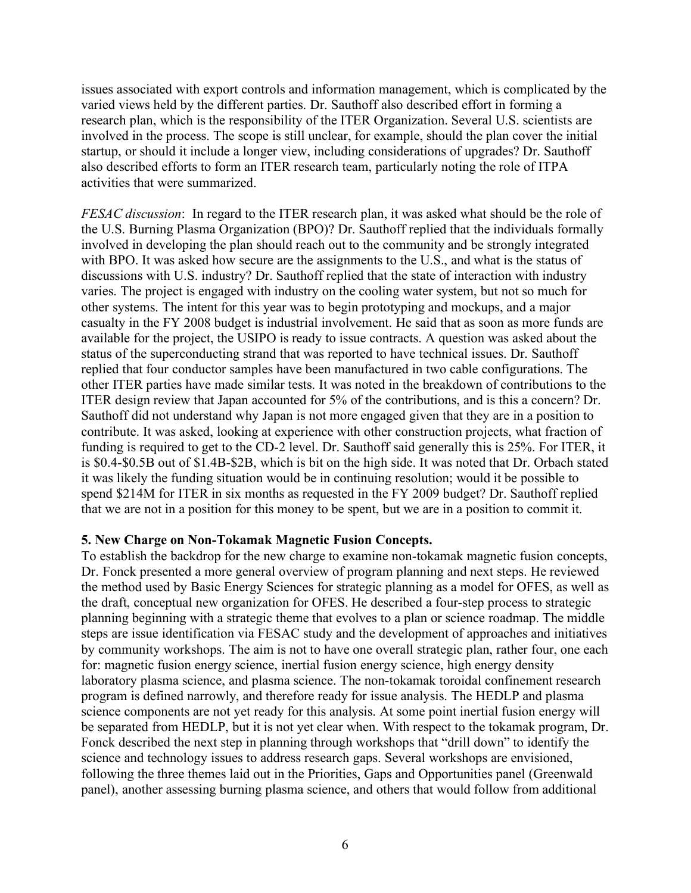issues associated with export controls and information management, which is complicated by the varied views held by the different parties. Dr. Sauthoff also described effort in forming a research plan, which is the responsibility of the ITER Organization. Several U.S. scientists are involved in the process. The scope is still unclear, for example, should the plan cover the initial startup, or should it include a longer view, including considerations of upgrades? Dr. Sauthoff also described efforts to form an ITER research team, particularly noting the role of ITPA activities that were summarized.

*FESAC discussion*: In regard to the ITER research plan, it was asked what should be the role of the U.S. Burning Plasma Organization (BPO)? Dr. Sauthoff replied that the individuals formally involved in developing the plan should reach out to the community and be strongly integrated with BPO. It was asked how secure are the assignments to the U.S., and what is the status of discussions with U.S. industry? Dr. Sauthoff replied that the state of interaction with industry varies. The project is engaged with industry on the cooling water system, but not so much for other systems. The intent for this year was to begin prototyping and mockups, and a major casualty in the FY 2008 budget is industrial involvement. He said that as soon as more funds are available for the project, the USIPO is ready to issue contracts. A question was asked about the status of the superconducting strand that was reported to have technical issues. Dr. Sauthoff replied that four conductor samples have been manufactured in two cable configurations. The other ITER parties have made similar tests. It was noted in the breakdown of contributions to the ITER design review that Japan accounted for 5% of the contributions, and is this a concern? Dr. Sauthoff did not understand why Japan is not more engaged given that they are in a position to contribute. It was asked, looking at experience with other construction projects, what fraction of funding is required to get to the CD-2 level. Dr. Sauthoff said generally this is 25%. For ITER, it is \$0.4-\$0.5B out of \$1.4B-\$2B, which is bit on the high side. It was noted that Dr. Orbach stated it was likely the funding situation would be in continuing resolution; would it be possible to spend \$214M for ITER in six months as requested in the FY 2009 budget? Dr. Sauthoff replied that we are not in a position for this money to be spent, but we are in a position to commit it.

**5. New Charge on Non-Tokamak Magnetic Fusion Concepts.**

To establish the backdrop for the new charge to examine non-tokamak magnetic fusion concepts, Dr. Fonck presented a more general overview of program planning and next steps. He reviewed the method used by Basic Energy Sciences for strategic planning as a model for OFES, as well as the draft, conceptual new organization for OFES. He described a four-step process to strategic planning beginning with a strategic theme that evolves to a plan or science roadmap. The middle steps are issue identification via FESAC study and the development of approaches and initiatives by community workshops. The aim is not to have one overall strategic plan, rather four, one each for: magnetic fusion energy science, inertial fusion energy science, high energy density laboratory plasma science, and plasma science. The non-tokamak toroidal confinement research program is defined narrowly, and therefore ready for issue analysis. The HEDLP and plasma science components are not yet ready for this analysis. At some point inertial fusion energy will be separated from HEDLP, but it is not yet clear when. With respect to the tokamak program, Dr. Fonck described the next step in planning through workshops that "drill down" to identify the science and technology issues to address research gaps. Several workshops are envisioned, following the three themes laid out in the Priorities, Gaps and Opportunities panel (Greenwald panel), another assessing burning plasma science, and others that would follow from additional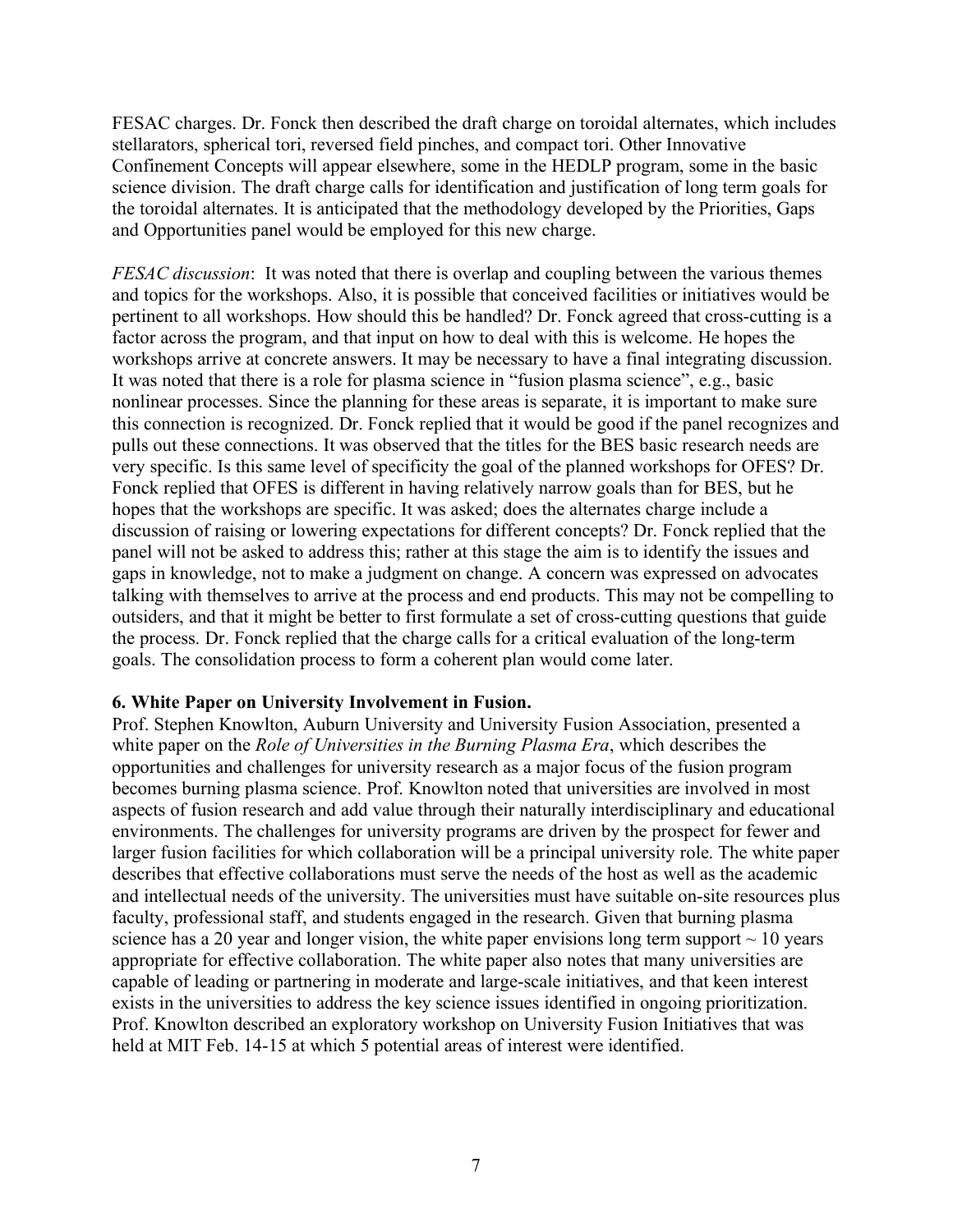FESAC charges. Dr. Fonck then described the draft charge on toroidal alternates, which includes stellarators, spherical tori, reversed field pinches, and compact tori. Other Innovative Confinement Concepts will appear elsewhere, some in the HEDLP program, some in the basic science division. The draft charge calls for identification and justification of long term goals for the toroidal alternates. It is anticipated that the methodology developed by the Priorities, Gaps and Opportunities panel would be employed for this new charge.

*FESAC discussion*: It was noted that there is overlap and coupling between the various themes and topics for the workshops. Also, it is possible that conceived facilities or initiatives would be pertinent to all workshops. How should this be handled? Dr. Fonck agreed that cross-cutting is a factor across the program, and that input on how to deal with this is welcome. He hopes the workshops arrive at concrete answers. It may be necessary to have a final integrating discussion. It was noted that there is a role for plasma science in "fusion plasma science", e.g., basic nonlinear processes. Since the planning for these areas is separate, it is important to make sure this connection is recognized. Dr. Fonck replied that it would be good if the panel recognizes and pulls out these connections. It was observed that the titles for the BES basic research needs are very specific. Is this same level of specificity the goal of the planned workshops for OFES? Dr. Fonck replied that OFES is different in having relatively narrow goals than for BES, but he hopes that the workshops are specific. It was asked; does the alternates charge include a discussion of raising or lowering expectations for different concepts? Dr. Fonck replied that the panel will not be asked to address this; rather at this stage the aim is to identify the issues and gaps in knowledge, not to make a judgment on change. A concern was expressed on advocates talking with themselves to arrive at the process and end products. This may not be compelling to outsiders, and that it might be better to first formulate a set of cross-cutting questions that guide the process. Dr. Fonck replied that the charge calls for a critical evaluation of the long-term goals. The consolidation process to form a coherent plan would come later.

**6. White Paper on University Involvement in Fusion.**

Prof. Stephen Knowlton, Auburn University and University Fusion Association, presented a white paper on the *Role of Universities in the Burning Plasma Era*, which describes the opportunities and challenges for university research as a major focus of the fusion program becomes burning plasma science. Prof. Knowlton noted that universities are involved in most aspects of fusion research and add value through their naturally interdisciplinary and educational environments. The challenges for university programs are driven by the prospect for fewer and larger fusion facilities for which collaboration will be a principal university role. The white paper describes that effective collaborations must serve the needs of the host as well as the academic and intellectual needs of the university. The universities must have suitable on-site resources plus faculty, professional staff, and students engaged in the research. Given that burning plasma science has a 20 year and longer vision, the white paper envisions long term support ~ 10 years appropriate for effective collaboration. The white paper also notes that many universities are capable of leading or partnering in moderate and large-scale initiatives, and that keen interest exists in the universities to address the key science issues identified in ongoing prioritization. Prof. Knowlton described an exploratory workshop on University Fusion Initiatives that was held at MIT Feb. 14-15 at which 5 potential areas of interest were identified.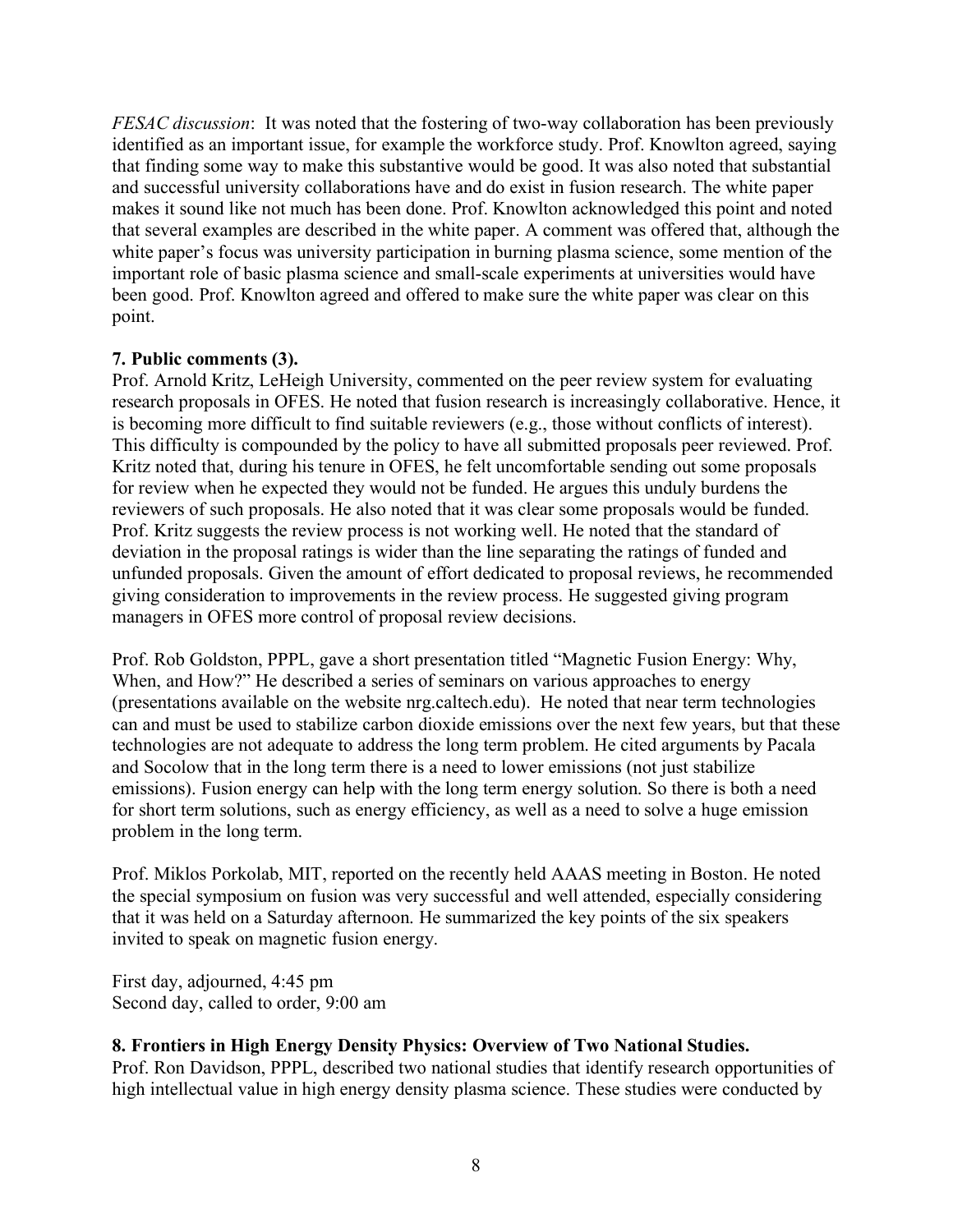*FESAC discussion*: It was noted that the fostering of two-way collaboration has been previously identified as an important issue, for example the workforce study. Prof. Knowlton agreed, saying that finding some way to make this substantive would be good. It was also noted that substantial and successful university collaborations have and do exist in fusion research. The white paper makes it sound like not much has been done. Prof. Knowlton acknowledged this point and noted that several examples are described in the white paper. A comment was offered that, although the white paper's focus was university participation in burning plasma science, some mention of the important role of basic plasma science and small-scale experiments at universities would have been good. Prof. Knowlton agreed and offered to make sure the white paper was clear on this point.

**7. Public comments (3).**

Prof. Arnold Kritz, LeHeigh University, commented on the peer review system for evaluating research proposals in OFES. He noted that fusion research is increasingly collaborative. Hence, it is becoming more difficult to find suitable reviewers (e.g., those without conflicts of interest). This difficulty is compounded by the policy to have all submitted proposals peer reviewed. Prof. Kritz noted that, during his tenure in OFES, he felt uncomfortable sending out some proposals for review when he expected they would not be funded. He argues this unduly burdens the reviewers of such proposals. He also noted that it was clear some proposals would be funded. Prof. Kritz suggests the review process is not working well. He noted that the standard of deviation in the proposal ratings is wider than the line separating the ratings of funded and unfunded proposals. Given the amount of effort dedicated to proposal reviews, he recommended giving consideration to improvements in the review process. He suggested giving program managers in OFES more control of proposal review decisions.

Prof. Rob Goldston, PPPL, gave a short presentation titled "Magnetic Fusion Energy: Why, When, and How?" He described a series of seminars on various approaches to energy (presentations available on the website nrg.caltech.edu). He noted that near term technologies can and must be used to stabilize carbon dioxide emissions over the next few years, but that these technologies are not adequate to address the long term problem. He cited arguments by Pacala and Socolow that in the long term there is a need to lower emissions (not just stabilize emissions). Fusion energy can help with the long term energy solution. So there is both a need for short term solutions, such as energy efficiency, as well as a need to solve a huge emission problem in the long term.

Prof. Miklos Porkolab, MIT, reported on the recently held AAAS meeting in Boston. He noted the special symposium on fusion was very successful and well attended, especially considering that it was held on a Saturday afternoon. He summarized the key points of the six speakers invited to speak on magnetic fusion energy.

First day, adjourned, 4:45 pm
Second day, called to order, 9:00 am

**8. Frontiers in High Energy Density Physics: Overview of Two National Studies.**

Prof. Ron Davidson, PPPL, described two national studies that identify research opportunities of high intellectual value in high energy density plasma science. These studies were conducted by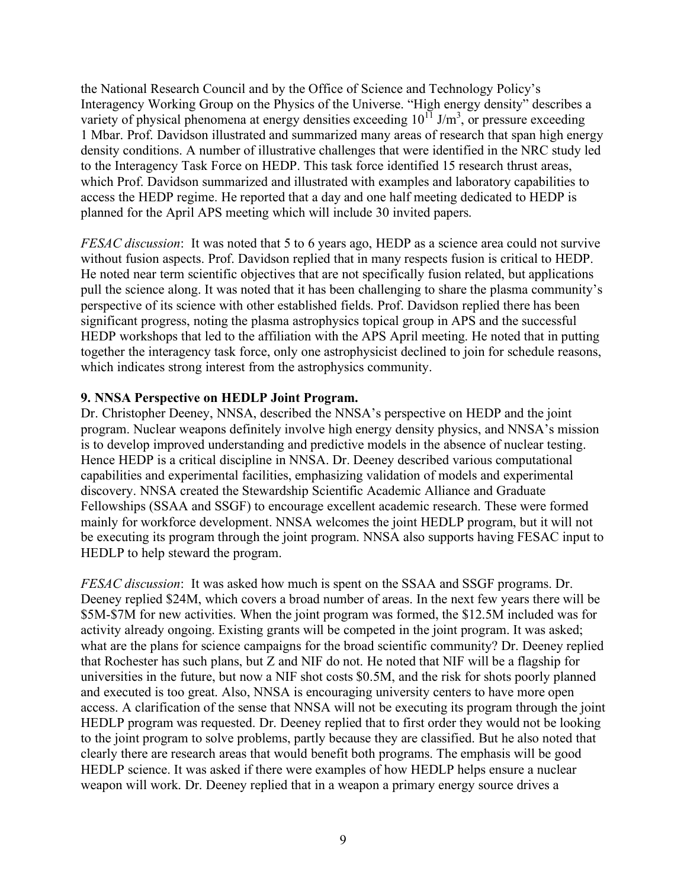the National Research Council and by the Office of Science and Technology Policy's Interagency Working Group on the Physics of the Universe. "High energy density" describes a variety of physical phenomena at energy densities exceeding $10^{11}$ J/m$^3$, or pressure exceeding 1 Mbar. Prof. Davidson illustrated and summarized many areas of research that span high energy density conditions. A number of illustrative challenges that were identified in the NRC study led to the Interagency Task Force on HEDP. This task force identified 15 research thrust areas, which Prof. Davidson summarized and illustrated with examples and laboratory capabilities to access the HEDP regime. He reported that a day and one half meeting dedicated to HEDP is planned for the April APS meeting which will include 30 invited papers.

*FESAC discussion*: It was noted that 5 to 6 years ago, HEDP as a science area could not survive without fusion aspects. Prof. Davidson replied that in many respects fusion is critical to HEDP. He noted near term scientific objectives that are not specifically fusion related, but applications pull the science along. It was noted that it has been challenging to share the plasma community's perspective of its science with other established fields. Prof. Davidson replied there has been significant progress, noting the plasma astrophysics topical group in APS and the successful HEDP workshops that led to the affiliation with the APS April meeting. He noted that in putting together the interagency task force, only one astrophysicist declined to join for schedule reasons, which indicates strong interest from the astrophysics community.

**9. NNSA Perspective on HEDLP Joint Program.**

Dr. Christopher Deeney, NNSA, described the NNSA's perspective on HEDP and the joint program. Nuclear weapons definitely involve high energy density physics, and NNSA's mission is to develop improved understanding and predictive models in the absence of nuclear testing. Hence HEDP is a critical discipline in NNSA. Dr. Deeney described various computational capabilities and experimental facilities, emphasizing validation of models and experimental discovery. NNSA created the Stewardship Scientific Academic Alliance and Graduate Fellowships (SSAA and SSGF) to encourage excellent academic research. These were formed mainly for workforce development. NNSA welcomes the joint HEDLP program, but it will not be executing its program through the joint program. NNSA also supports having FESAC input to HEDLP to help steward the program.

*FESAC discussion*: It was asked how much is spent on the SSAA and SSGF programs. Dr. Deeney replied \$24M, which covers a broad number of areas. In the next few years there will be \$5M-\$7M for new activities. When the joint program was formed, the \$12.5M included was for activity already ongoing. Existing grants will be competed in the joint program. It was asked; what are the plans for science campaigns for the broad scientific community? Dr. Deeney replied that Rochester has such plans, but Z and NIF do not. He noted that NIF will be a flagship for universities in the future, but now a NIF shot costs \$0.5M, and the risk for shots poorly planned and executed is too great. Also, NNSA is encouraging university centers to have more open access. A clarification of the sense that NNSA will not be executing its program through the joint HEDLP program was requested. Dr. Deeney replied that to first order they would not be looking to the joint program to solve problems, partly because they are classified. But he also noted that clearly there are research areas that would benefit both programs. The emphasis will be good HEDLP science. It was asked if there were examples of how HEDLP helps ensure a nuclear weapon will work. Dr. Deeney replied that in a weapon a primary energy source drives a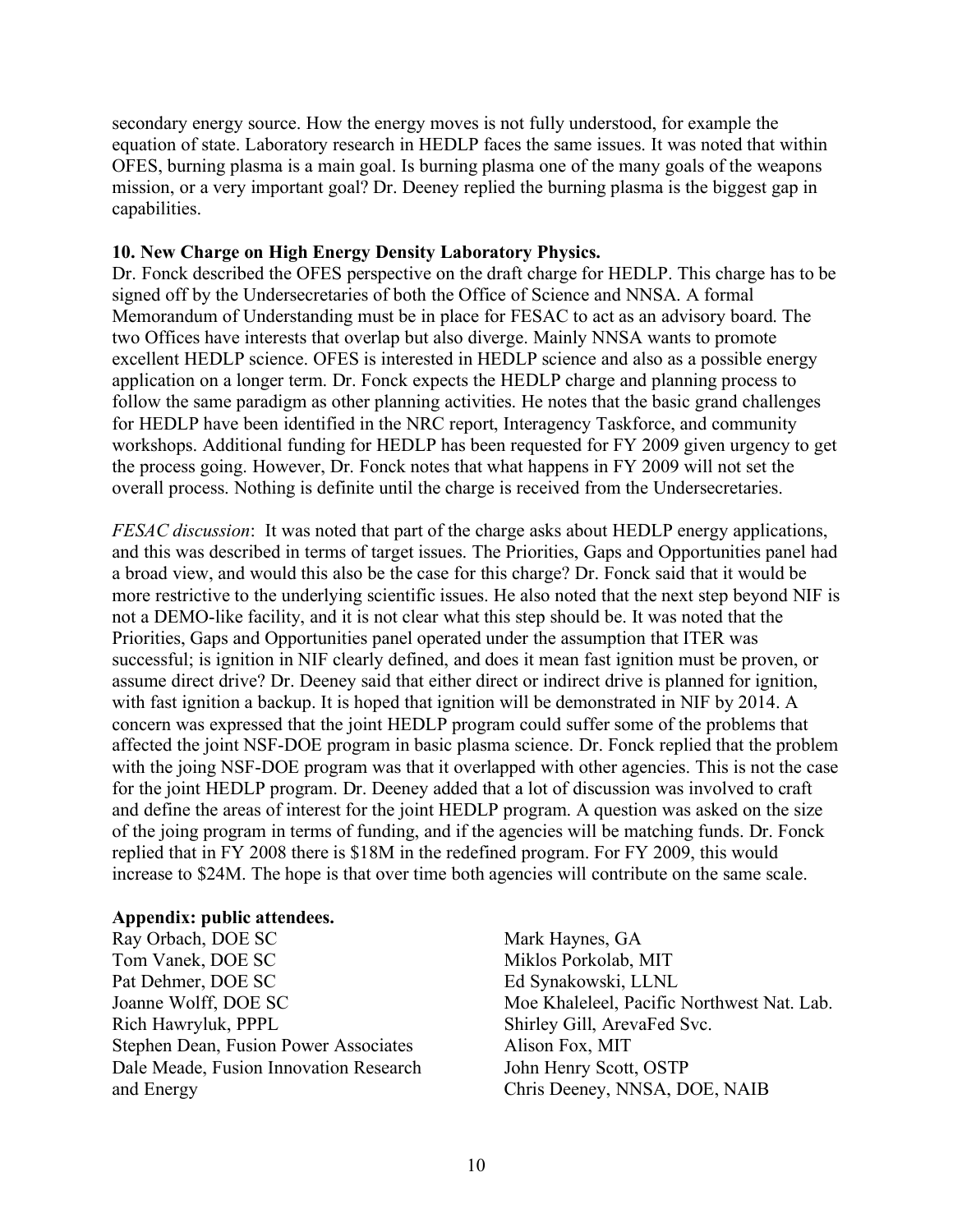secondary energy source. How the energy moves is not fully understood, for example the equation of state. Laboratory research in HEDLP faces the same issues. It was noted that within OFES, burning plasma is a main goal. Is burning plasma one of the many goals of the weapons mission, or a very important goal? Dr. Deeney replied the burning plasma is the biggest gap in capabilities.

**10. New Charge on High Energy Density Laboratory Physics.**

Dr. Fonck described the OFES perspective on the draft charge for HEDLP. This charge has to be signed off by the Undersecretaries of both the Office of Science and NNSA. A formal Memorandum of Understanding must be in place for FESAC to act as an advisory board. The two Offices have interests that overlap but also diverge. Mainly NNSA wants to promote excellent HEDLP science. OFES is interested in HEDLP science and also as a possible energy application on a longer term. Dr. Fonck expects the HEDLP charge and planning process to follow the same paradigm as other planning activities. He notes that the basic grand challenges for HEDLP have been identified in the NRC report, Interagency Taskforce, and community workshops. Additional funding for HEDLP has been requested for FY 2009 given urgency to get the process going. However, Dr. Fonck notes that what happens in FY 2009 will not set the overall process. Nothing is definite until the charge is received from the Undersecretaries.

*FESAC discussion*: It was noted that part of the charge asks about HEDLP energy applications, and this was described in terms of target issues. The Priorities, Gaps and Opportunities panel had a broad view, and would this also be the case for this charge? Dr. Fonck said that it would be more restrictive to the underlying scientific issues. He also noted that the next step beyond NIF is not a DEMO-like facility, and it is not clear what this step should be. It was noted that the Priorities, Gaps and Opportunities panel operated under the assumption that ITER was successful; is ignition in NIF clearly defined, and does it mean fast ignition must be proven, or assume direct drive? Dr. Deeney said that either direct or indirect drive is planned for ignition, with fast ignition a backup. It is hoped that ignition will be demonstrated in NIF by 2014. A concern was expressed that the joint HEDLP program could suffer some of the problems that affected the joint NSF-DOE program in basic plasma science. Dr. Fonck replied that the problem with the joing NSF-DOE program was that it overlapped with other agencies. This is not the case for the joint HEDLP program. Dr. Deeney added that a lot of discussion was involved to craft and define the areas of interest for the joint HEDLP program. A question was asked on the size of the joing program in terms of funding, and if the agencies will be matching funds. Dr. Fonck replied that in FY 2008 there is \$18M in the redefined program. For FY 2009, this would increase to \$24M. The hope is that over time both agencies will contribute on the same scale.

**Appendix: public attendees.**

Ray Orbach, DOE SC
Tom Vanek, DOE SC
Pat Dehmer, DOE SC
Joanne Wolff, DOE SC
Rich Hawryluk, PPPL
Stephen Dean, Fusion Power Associates
Dale Meade, Fusion Innovation Research and Energy
Mark Haynes, GA
Miklos Porkolab, MIT
Ed Synakowski, LLNL
Moe Khaleleel, Pacific Northwest Nat. Lab.
Shirley Gill, ArevaFed Svc.
Alison Fox, MIT
John Henry Scott, OSTP
Chris Deeney, NNSA, DOE, NAIB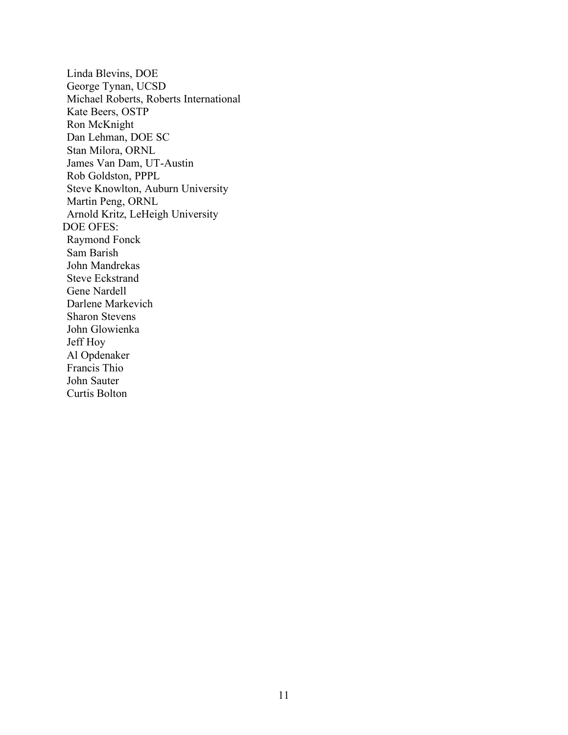Linda Blevins, DOE
George Tynan, UCSD
Michael Roberts, Roberts International
Kate Beers, OSTP
Ron McKnight
Dan Lehman, DOE SC
Stan Milora, ORNL
James Van Dam, UT-Austin
Rob Goldston, PPPL
Steve Knowlton, Auburn University
Martin Peng, ORNL
Arnold Kritz, LeHeigh University

DOE OFES:

Raymond Fonck
Sam Barish
John Mandrekas
Steve Eckstrand
Gene Nardell
Darlene Markevich
Sharon Stevens
John Glowienka
Jeff Hoy
Al Opdenaker
Francis Thio
John Sauter
Curtis Bolton